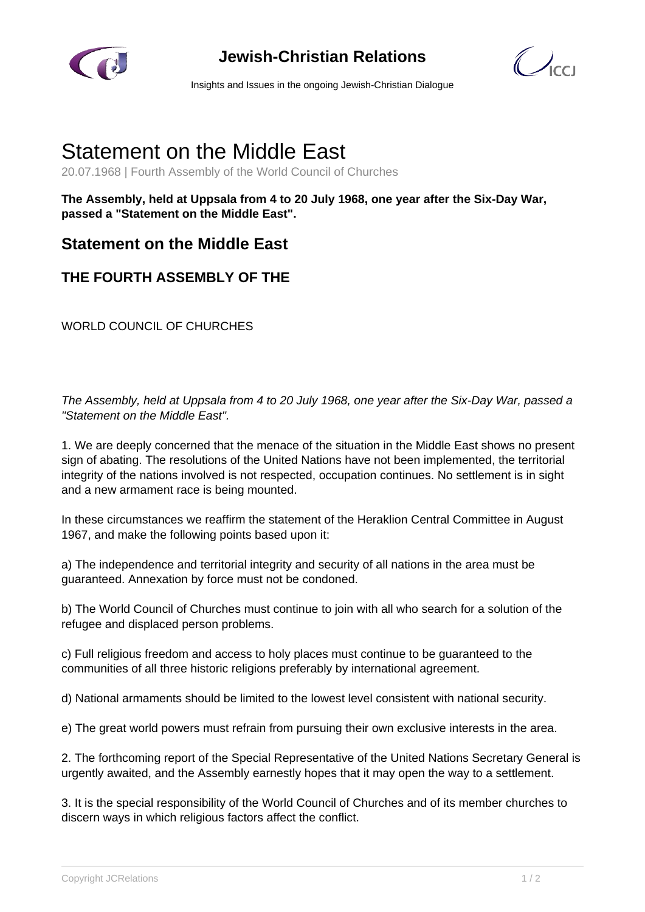# Statement on the Middle East

20.07.1968 | Fourth Assembly of the World Council of Churches

**The Assembly, held at Uppsala from 4 to 20 July 1968, one year after the Six-Day War, passed a "Statement on the Middle East".**

## Statement on the Middle East

### THE FOURTH ASSEMBLY OF THE

WORLD COUNCIL OF CHURCHES

*The Assembly, held at Uppsala from 4 to 20 July 1968, one year after the Six-Day War, passed a "Statement on the Middle East".*

1. We are deeply concerned that the menace of the situation in the Middle East shows no present sign of abating. The resolutions of the United Nations have not been implemented, the territorial integrity of the nations involved is not respected, occupation continues. No settlement is in sight and a new armament race is being mounted.

In these circumstances we reaffirm the statement of the Heraklion Central Committee in August 1967, and make the following points based upon it:

a) The independence and territorial integrity and security of all nations in the area must be guaranteed. Annexation by force must not be condoned.

b) The World Council of Churches must continue to join with all who search for a solution of the refugee and displaced person problems.

c) Full religious freedom and access to holy places must continue to be guaranteed to the communities of all three historic religions preferably by international agreement.

d) National armaments should be limited to the lowest level consistent with national security.

e) The great world powers must refrain from pursuing their own exclusive interests in the area.

2. The forthcoming report of the Special Representative of the United Nations Secretary General is urgently awaited, and the Assembly earnestly hopes that it may open the way to a settlement.

3. It is the special responsibility of the World Council of Churches and of its member churches to discern ways in which religious factors affect the conflict.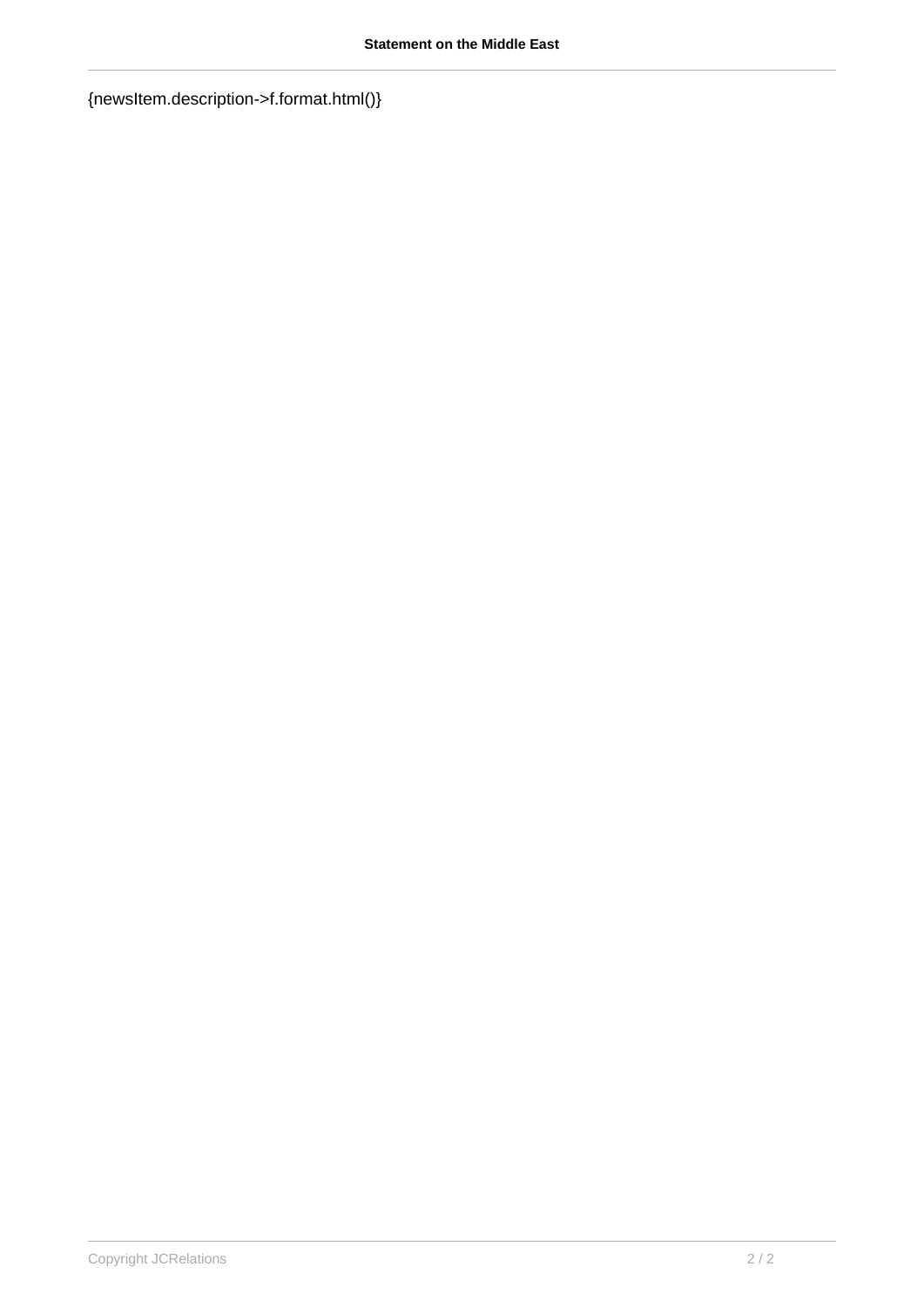{newsItem.description->f.format.html()}